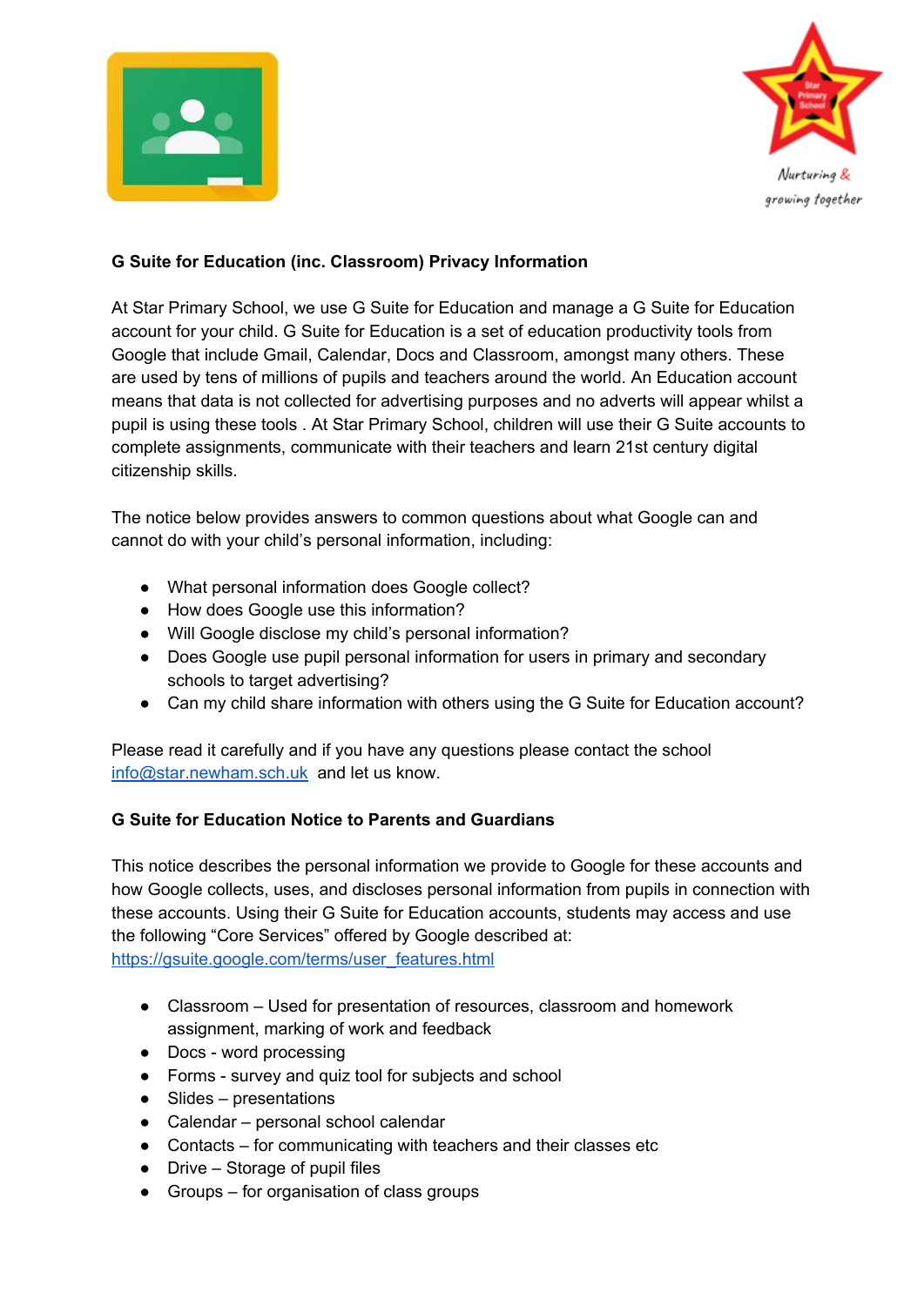**G Suite for Education (inc. Classroom) Privacy Information**

At Star Primary School, we use G Suite for Education and manage a G Suite for Education account for your child. G Suite for Education is a set of education productivity tools from Google that include Gmail, Calendar, Docs and Classroom, amongst many others. These are used by tens of millions of pupils and teachers around the world. An Education account means that data is not collected for advertising purposes and no adverts will appear whilst a pupil is using these tools . At Star Primary School, children will use their G Suite accounts to complete assignments, communicate with their teachers and learn 21st century digital citizenship skills.

The notice below provides answers to common questions about what Google can and cannot do with your child's personal information, including:

- What personal information does Google collect?
- How does Google use this information?
- Will Google disclose my child's personal information?
- Does Google use pupil personal information for users in primary and secondary schools to target advertising?
- Can my child share information with others using the G Suite for Education account?

Please read it carefully and if you have any questions please contact the school info@star.newham.sch.uk and let us know.

**G Suite for Education Notice to Parents and Guardians**

This notice describes the personal information we provide to Google for these accounts and how Google collects, uses, and discloses personal information from pupils in connection with these accounts. Using their G Suite for Education accounts, students may access and use the following "Core Services" offered by Google described at: https://gsuite.google.com/terms/user_features.html

- Classroom – Used for presentation of resources, classroom and homework assignment, marking of work and feedback
- Docs - word processing
- Forms - survey and quiz tool for subjects and school
- Slides – presentations
- Calendar – personal school calendar
- Contacts – for communicating with teachers and their classes etc
- Drive – Storage of pupil files
- Groups – for organisation of class groups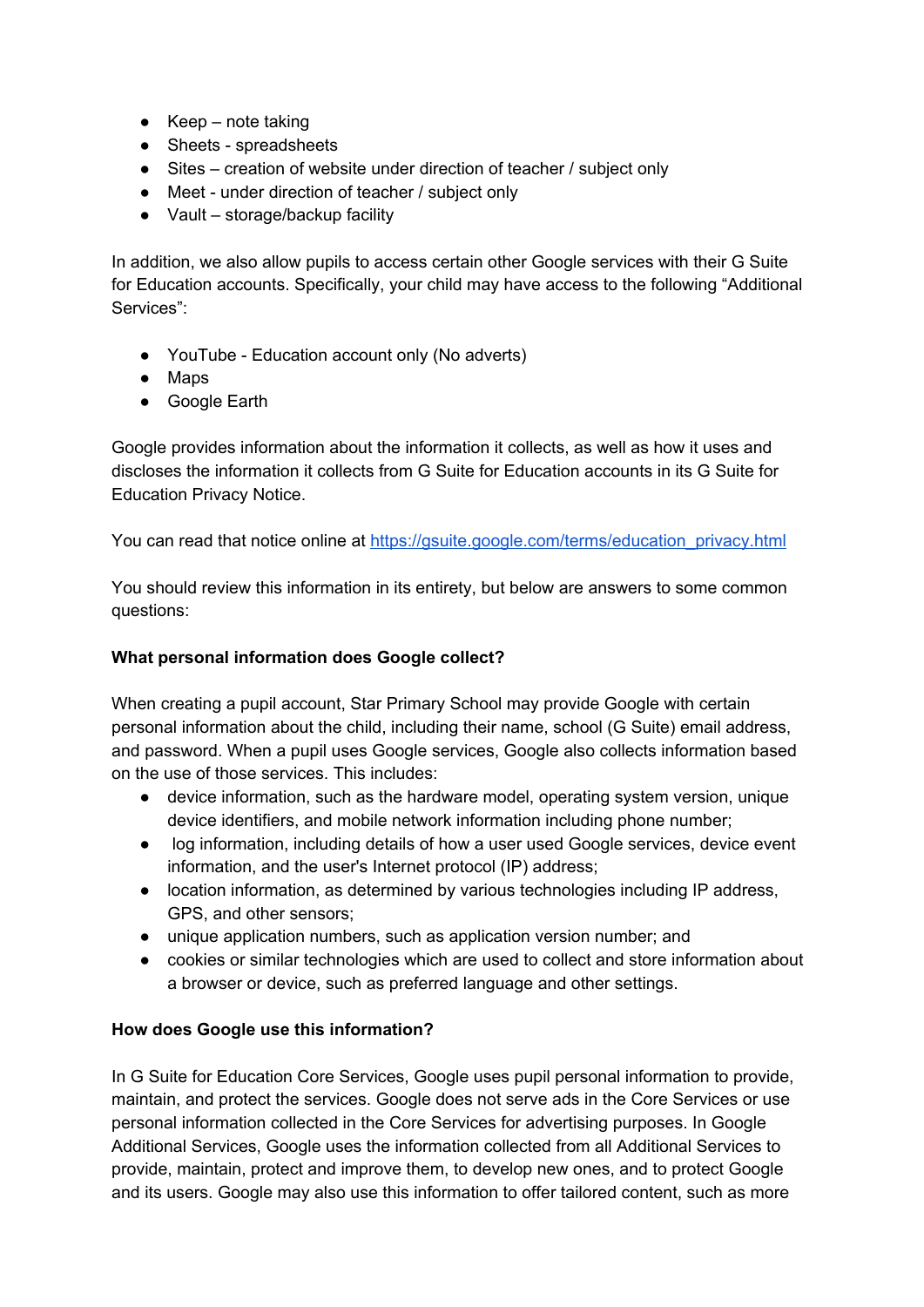- Keep – note taking
- Sheets - spreadsheets
- Sites – creation of website under direction of teacher / subject only
- Meet - under direction of teacher / subject only
- Vault – storage/backup facility

In addition, we also allow pupils to access certain other Google services with their G Suite for Education accounts. Specifically, your child may have access to the following “Additional Services”:

- YouTube - Education account only (No adverts)
- Maps
- Google Earth

Google provides information about the information it collects, as well as how it uses and discloses the information it collects from G Suite for Education accounts in its G Suite for Education Privacy Notice.

You can read that notice online at [https://gsuite.google.com/terms/education_privacy.html](https://gsuite.google.com/terms/education_privacy.html)

You should review this information in its entirety, but below are answers to some common questions:

**What personal information does Google collect?**

When creating a pupil account, Star Primary School may provide Google with certain personal information about the child, including their name, school (G Suite) email address, and password. When a pupil uses Google services, Google also collects information based on the use of those services. This includes:

- device information, such as the hardware model, operating system version, unique device identifiers, and mobile network information including phone number;
- log information, including details of how a user used Google services, device event information, and the user's Internet protocol (IP) address;
- location information, as determined by various technologies including IP address, GPS, and other sensors;
- unique application numbers, such as application version number; and
- cookies or similar technologies which are used to collect and store information about a browser or device, such as preferred language and other settings.

**How does Google use this information?**

In G Suite for Education Core Services, Google uses pupil personal information to provide, maintain, and protect the services. Google does not serve ads in the Core Services or use personal information collected in the Core Services for advertising purposes. In Google Additional Services, Google uses the information collected from all Additional Services to provide, maintain, protect and improve them, to develop new ones, and to protect Google and its users. Google may also use this information to offer tailored content, such as more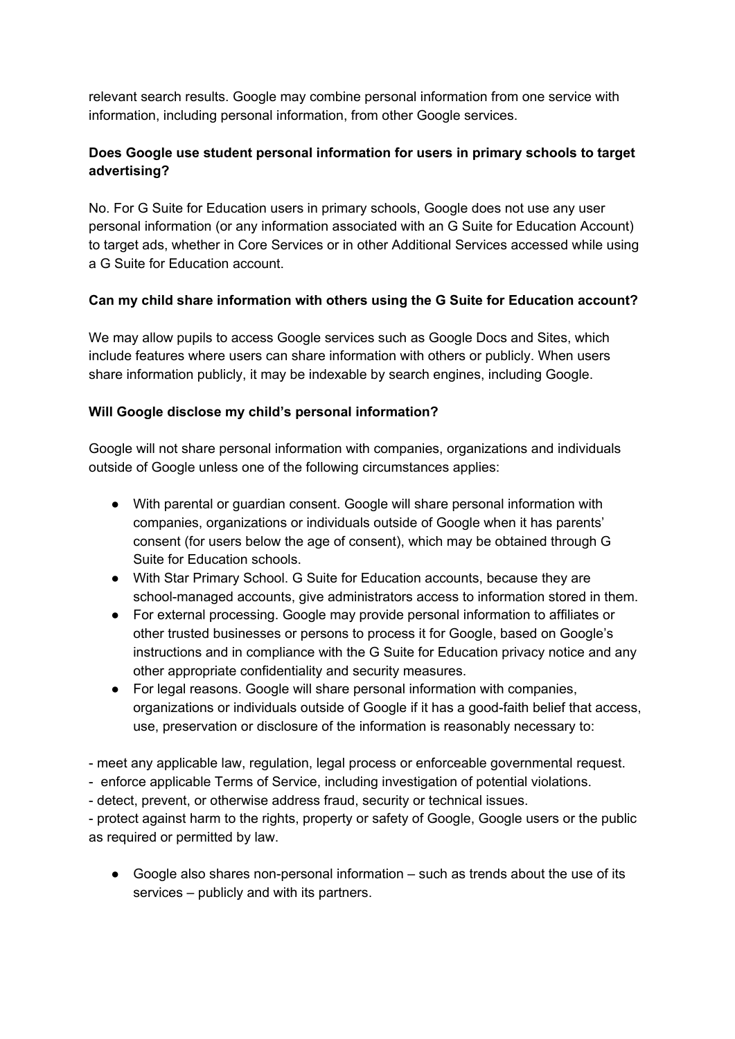relevant search results. Google may combine personal information from one service with information, including personal information, from other Google services.

**Does Google use student personal information for users in primary schools to target advertising?**

No. For G Suite for Education users in primary schools, Google does not use any user personal information (or any information associated with an G Suite for Education Account) to target ads, whether in Core Services or in other Additional Services accessed while using a G Suite for Education account.

**Can my child share information with others using the G Suite for Education account?**

We may allow pupils to access Google services such as Google Docs and Sites, which include features where users can share information with others or publicly. When users share information publicly, it may be indexable by search engines, including Google.

**Will Google disclose my child's personal information?**

Google will not share personal information with companies, organizations and individuals outside of Google unless one of the following circumstances applies:

- With parental or guardian consent. Google will share personal information with companies, organizations or individuals outside of Google when it has parents' consent (for users below the age of consent), which may be obtained through G Suite for Education schools.
- With Star Primary School. G Suite for Education accounts, because they are school-managed accounts, give administrators access to information stored in them.
- For external processing. Google may provide personal information to affiliates or other trusted businesses or persons to process it for Google, based on Google's instructions and in compliance with the G Suite for Education privacy notice and any other appropriate confidentiality and security measures.
- For legal reasons. Google will share personal information with companies, organizations or individuals outside of Google if it has a good-faith belief that access, use, preservation or disclosure of the information is reasonably necessary to:

- meet any applicable law, regulation, legal process or enforceable governmental request.
- enforce applicable Terms of Service, including investigation of potential violations.
- detect, prevent, or otherwise address fraud, security or technical issues.
- protect against harm to the rights, property or safety of Google, Google users or the public as required or permitted by law.

- Google also shares non-personal information – such as trends about the use of its services – publicly and with its partners.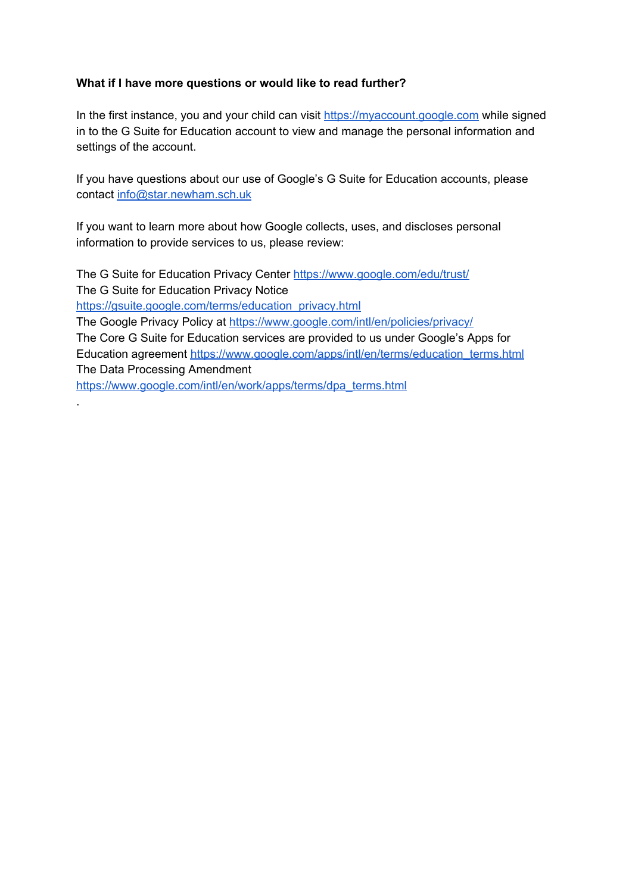**What if I have more questions or would like to read further?**

In the first instance, you and your child can visit https://myaccount.google.com while signed in to the G Suite for Education account to view and manage the personal information and settings of the account.

If you have questions about our use of Google's G Suite for Education accounts, please contact info@star.newham.sch.uk

If you want to learn more about how Google collects, uses, and discloses personal information to provide services to us, please review:

The G Suite for Education Privacy Center https://www.google.com/edu/trust/
The G Suite for Education Privacy Notice
https://gsuite.google.com/terms/education_privacy.html
The Google Privacy Policy at https://www.google.com/intl/en/policies/privacy/
The Core G Suite for Education services are provided to us under Google's Apps for Education agreement https://www.google.com/apps/intl/en/terms/education_terms.html
The Data Processing Amendment
https://www.google.com/intl/en/work/apps/terms/dpa_terms.html

.